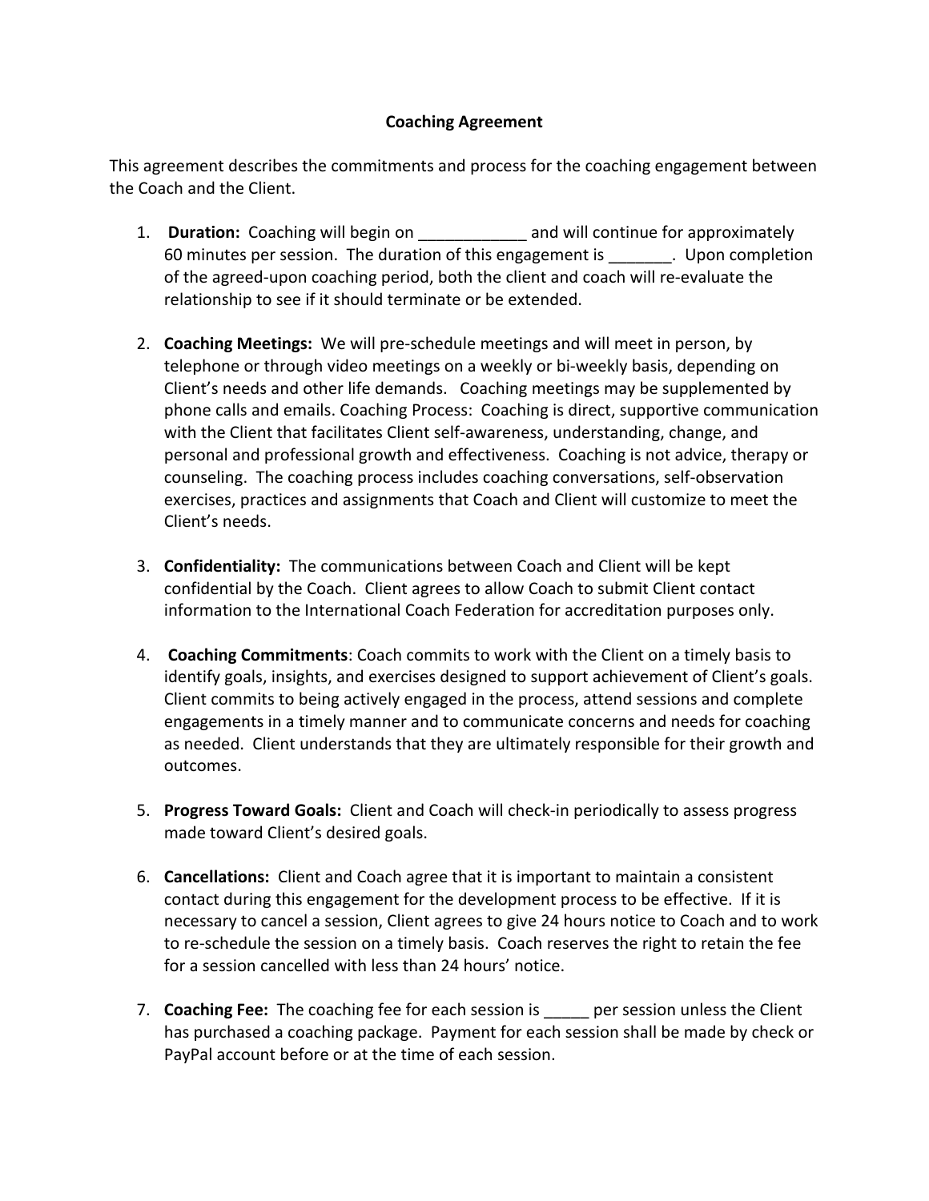# Coaching Agreement

This agreement describes the commitments and process for the coaching engagement between the Coach and the Client.

1. **Duration:** Coaching will begin on ____________ and will continue for approximately 60 minutes per session. The duration of this engagement is _______. Upon completion of the agreed-upon coaching period, both the client and coach will re-evaluate the relationship to see if it should terminate or be extended.

2. **Coaching Meetings:** We will pre-schedule meetings and will meet in person, by telephone or through video meetings on a weekly or bi-weekly basis, depending on Client's needs and other life demands. Coaching meetings may be supplemented by phone calls and emails. Coaching Process: Coaching is direct, supportive communication with the Client that facilitates Client self-awareness, understanding, change, and personal and professional growth and effectiveness. Coaching is not advice, therapy or counseling. The coaching process includes coaching conversations, self-observation exercises, practices and assignments that Coach and Client will customize to meet the Client's needs.

3. **Confidentiality:** The communications between Coach and Client will be kept confidential by the Coach. Client agrees to allow Coach to submit Client contact information to the International Coach Federation for accreditation purposes only.

4. **Coaching Commitments**: Coach commits to work with the Client on a timely basis to identify goals, insights, and exercises designed to support achievement of Client's goals. Client commits to being actively engaged in the process, attend sessions and complete engagements in a timely manner and to communicate concerns and needs for coaching as needed. Client understands that they are ultimately responsible for their growth and outcomes.

5. **Progress Toward Goals:** Client and Coach will check-in periodically to assess progress made toward Client's desired goals.

6. **Cancellations:** Client and Coach agree that it is important to maintain a consistent contact during this engagement for the development process to be effective. If it is necessary to cancel a session, Client agrees to give 24 hours notice to Coach and to work to re-schedule the session on a timely basis. Coach reserves the right to retain the fee for a session cancelled with less than 24 hours' notice.

7. **Coaching Fee:** The coaching fee for each session is _____ per session unless the Client has purchased a coaching package. Payment for each session shall be made by check or PayPal account before or at the time of each session.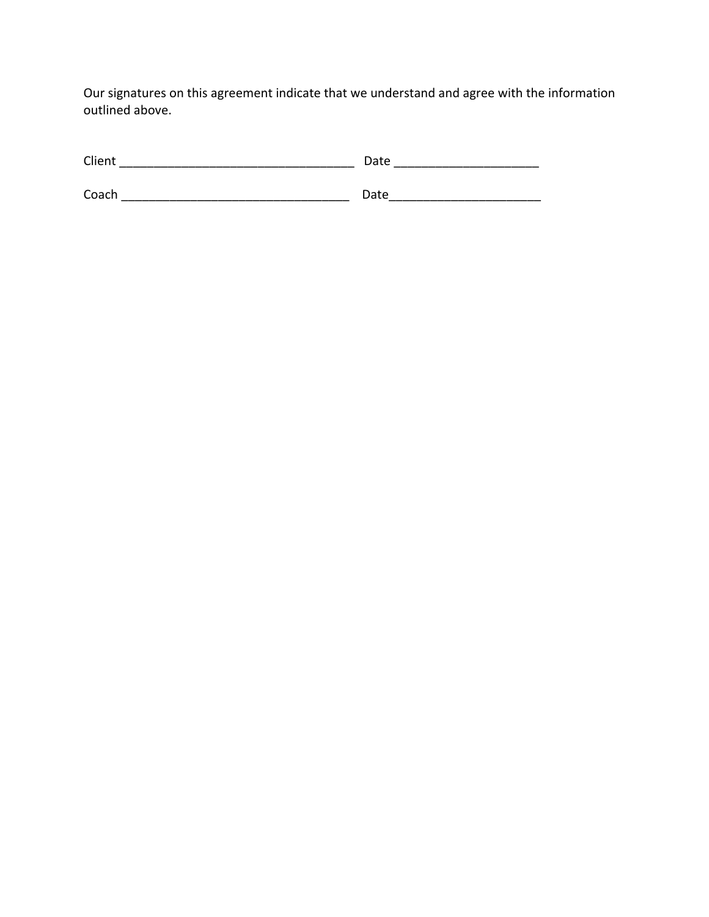Our signatures on this agreement indicate that we understand and agree with the information outlined above.

Client ___________________________________ Date _____________________

Coach __________________________________ Date______________________